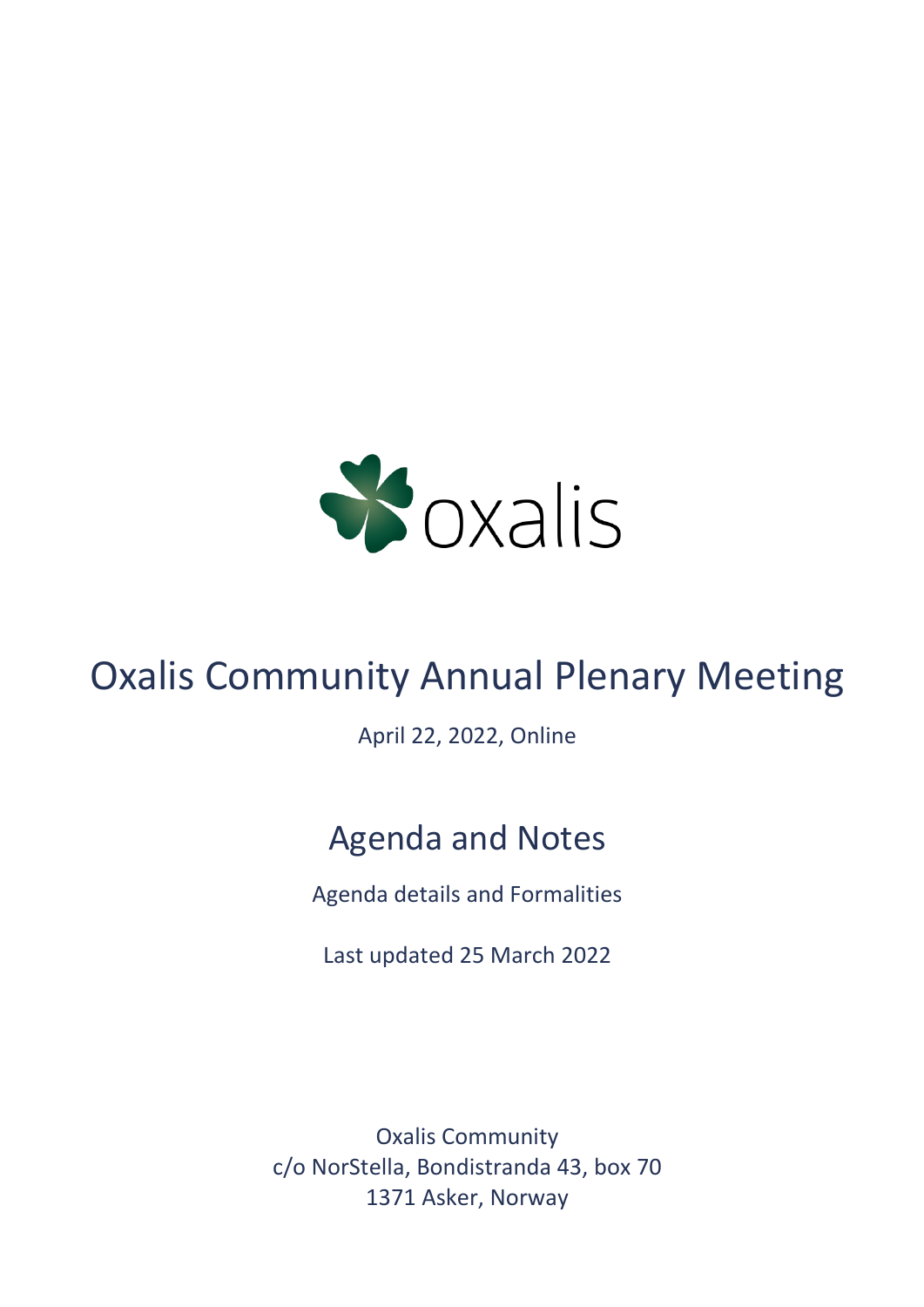oxalis

# Oxalis Community Annual Plenary Meeting

April 22, 2022, Online

## Agenda and Notes

Agenda details and Formalities

Last updated 25 March 2022

Oxalis Community
c/o NorStella, Bondistranda 43, box 70
1371 Asker, Norway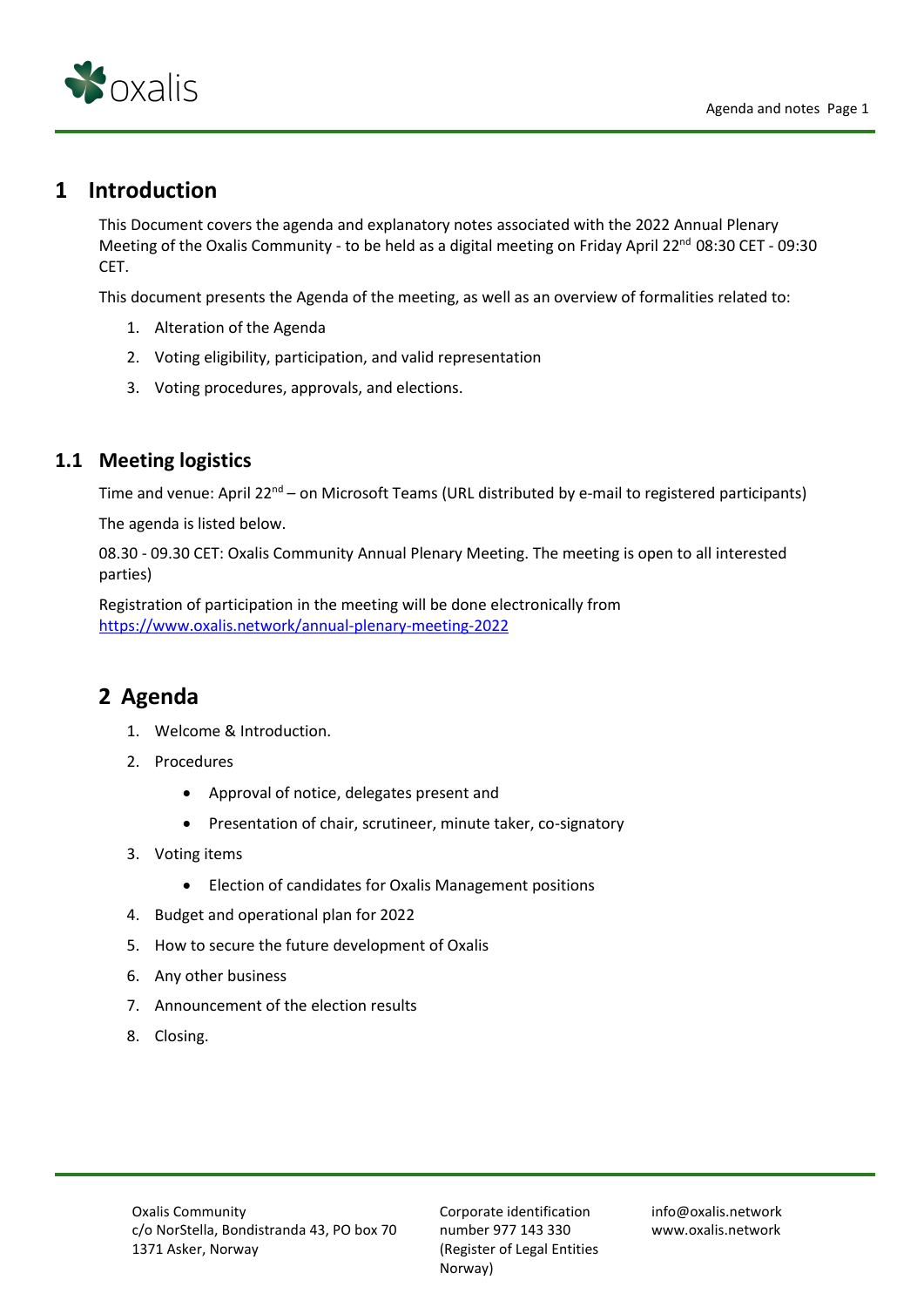# 1 Introduction

This Document covers the agenda and explanatory notes associated with the 2022 Annual Plenary Meeting of the Oxalis Community - to be held as a digital meeting on Friday April 22nd 08:30 CET - 09:30 CET.

This document presents the Agenda of the meeting, as well as an overview of formalities related to:

1. Alteration of the Agenda
2. Voting eligibility, participation, and valid representation
3. Voting procedures, approvals, and elections.

## 1.1 Meeting logistics

Time and venue: April 22nd – on Microsoft Teams (URL distributed by e-mail to registered participants)

The agenda is listed below.

08.30 - 09.30 CET: Oxalis Community Annual Plenary Meeting. The meeting is open to all interested parties)

Registration of participation in the meeting will be done electronically from https://www.oxalis.network/annual-plenary-meeting-2022

# 2 Agenda

1. Welcome & Introduction.
2. Procedures
   - Approval of notice, delegates present and
   - Presentation of chair, scrutineer, minute taker, co-signatory
3. Voting items
   - Election of candidates for Oxalis Management positions
4. Budget and operational plan for 2022
5. How to secure the future development of Oxalis
6. Any other business
7. Announcement of the election results
8. Closing.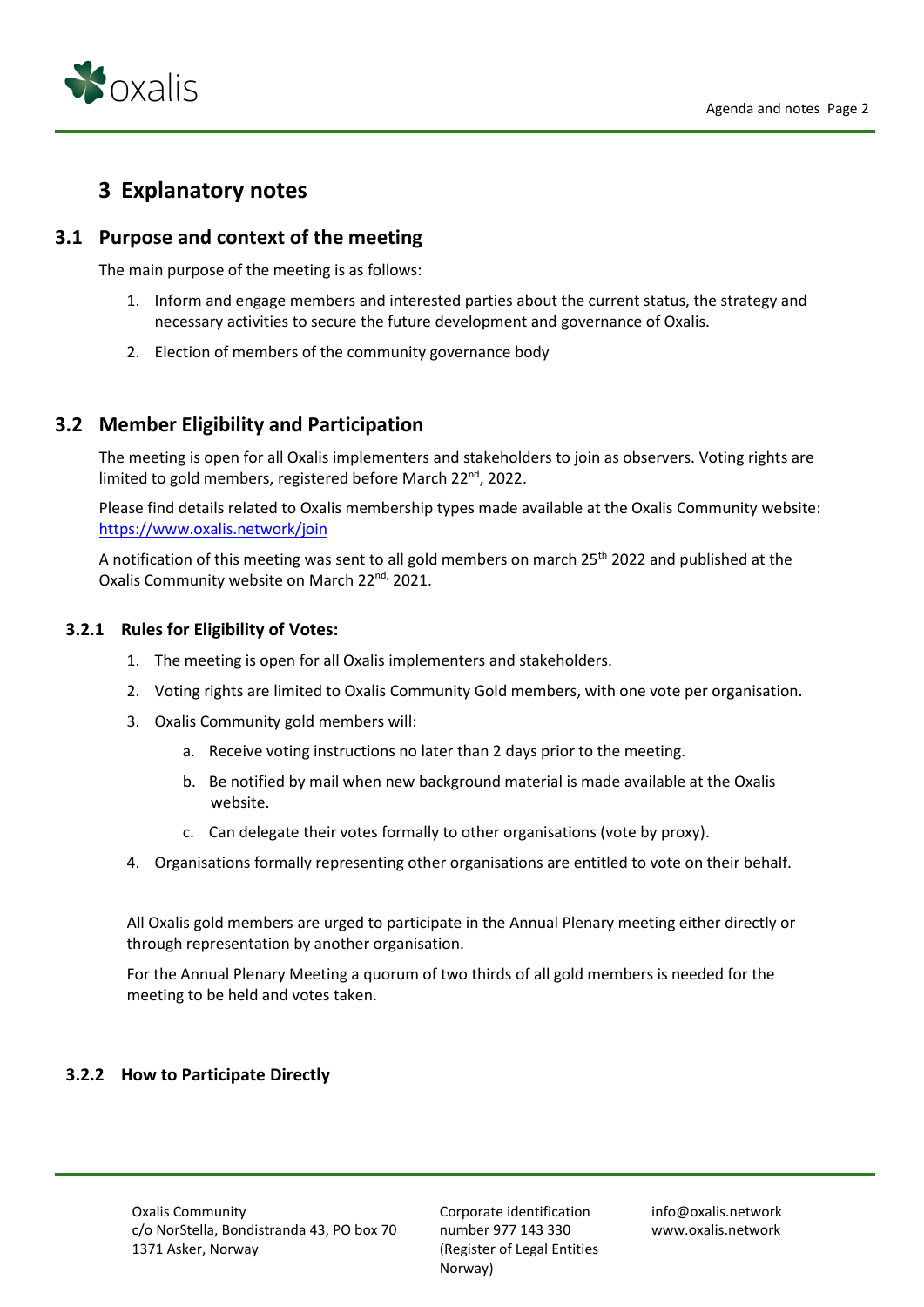# 3 Explanatory notes

## 3.1 Purpose and context of the meeting

The main purpose of the meeting is as follows:

1. Inform and engage members and interested parties about the current status, the strategy and necessary activities to secure the future development and governance of Oxalis.
2. Election of members of the community governance body

## 3.2 Member Eligibility and Participation

The meeting is open for all Oxalis implementers and stakeholders to join as observers. Voting rights are limited to gold members, registered before March 22nd, 2022.

Please find details related to Oxalis membership types made available at the Oxalis Community website: https://www.oxalis.network/join

A notification of this meeting was sent to all gold members on march 25th 2022 and published at the Oxalis Community website on March 22nd, 2021.

### 3.2.1 Rules for Eligibility of Votes:

1. The meeting is open for all Oxalis implementers and stakeholders.
2. Voting rights are limited to Oxalis Community Gold members, with one vote per organisation.
3. Oxalis Community gold members will:
   a. Receive voting instructions no later than 2 days prior to the meeting.
   b. Be notified by mail when new background material is made available at the Oxalis website.
   c. Can delegate their votes formally to other organisations (vote by proxy).
4. Organisations formally representing other organisations are entitled to vote on their behalf.

All Oxalis gold members are urged to participate in the Annual Plenary meeting either directly or through representation by another organisation.

For the Annual Plenary Meeting a quorum of two thirds of all gold members is needed for the meeting to be held and votes taken.

### 3.2.2 How to Participate Directly

Oxalis Community
c/o NorStella, Bondistranda 43, PO box 70
1371 Asker, Norway

Corporate identification number 977 143 330 (Register of Legal Entities Norway)

info@oxalis.network
www.oxalis.network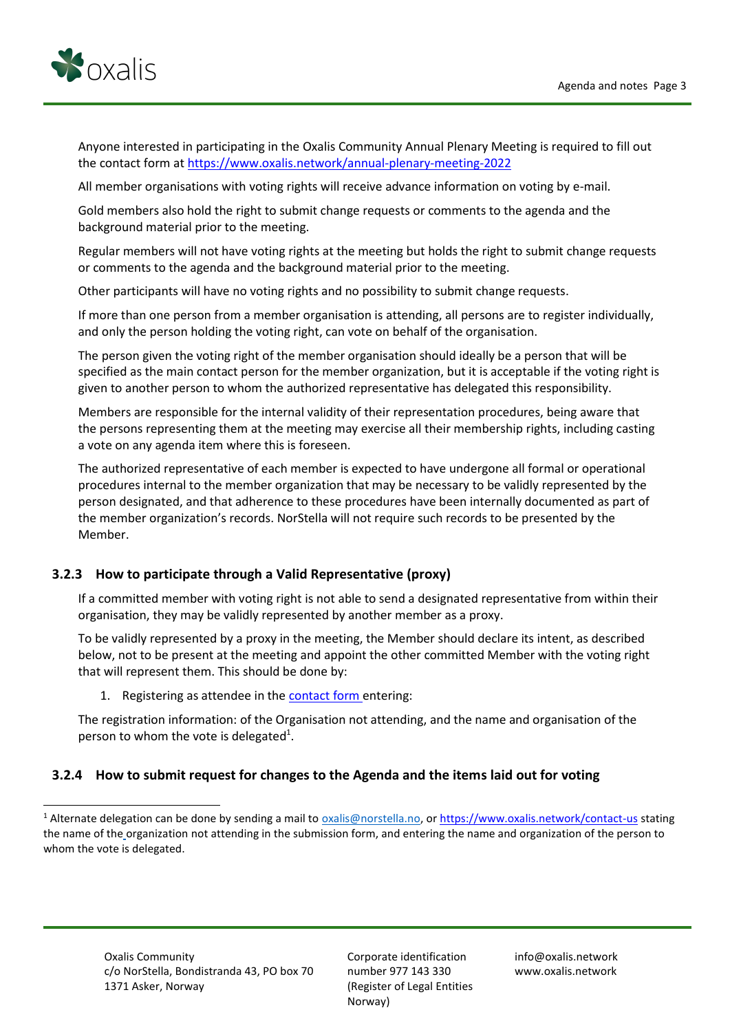Anyone interested in participating in the Oxalis Community Annual Plenary Meeting is required to fill out the contact form at [https://www.oxalis.network/annual-plenary-meeting-2022](https://www.oxalis.network/annual-plenary-meeting-2022)

All member organisations with voting rights will receive advance information on voting by e-mail.

Gold members also hold the right to submit change requests or comments to the agenda and the background material prior to the meeting.

Regular members will not have voting rights at the meeting but holds the right to submit change requests or comments to the agenda and the background material prior to the meeting.

Other participants will have no voting rights and no possibility to submit change requests.

If more than one person from a member organisation is attending, all persons are to register individually, and only the person holding the voting right, can vote on behalf of the organisation.

The person given the voting right of the member organisation should ideally be a person that will be specified as the main contact person for the member organization, but it is acceptable if the voting right is given to another person to whom the authorized representative has delegated this responsibility.

Members are responsible for the internal validity of their representation procedures, being aware that the persons representing them at the meeting may exercise all their membership rights, including casting a vote on any agenda item where this is foreseen.

The authorized representative of each member is expected to have undergone all formal or operational procedures internal to the member organization that may be necessary to be validly represented by the person designated, and that adherence to these procedures have been internally documented as part of the member organization's records. NorStella will not require such records to be presented by the Member.

### 3.2.3 How to participate through a Valid Representative (proxy)

If a committed member with voting right is not able to send a designated representative from within their organisation, they may be validly represented by another member as a proxy.

To be validly represented by a proxy in the meeting, the Member should declare its intent, as described below, not to be present at the meeting and appoint the other committed Member with the voting right that will represent them. This should be done by:

1. Registering as attendee in the contact form entering:

The registration information: of the Organisation not attending, and the name and organisation of the person to whom the vote is delegated[1].

### 3.2.4 How to submit request for changes to the Agenda and the items laid out for voting

[1] Alternate delegation can be done by sending a mail to [oxalis@norstella.no](mailto:oxalis@norstella.no), or [https://www.oxalis.network/contact-us](https://www.oxalis.network/contact-us) stating the name of the organization not attending in the submission form, and entering the name and organization of the person to whom the vote is delegated.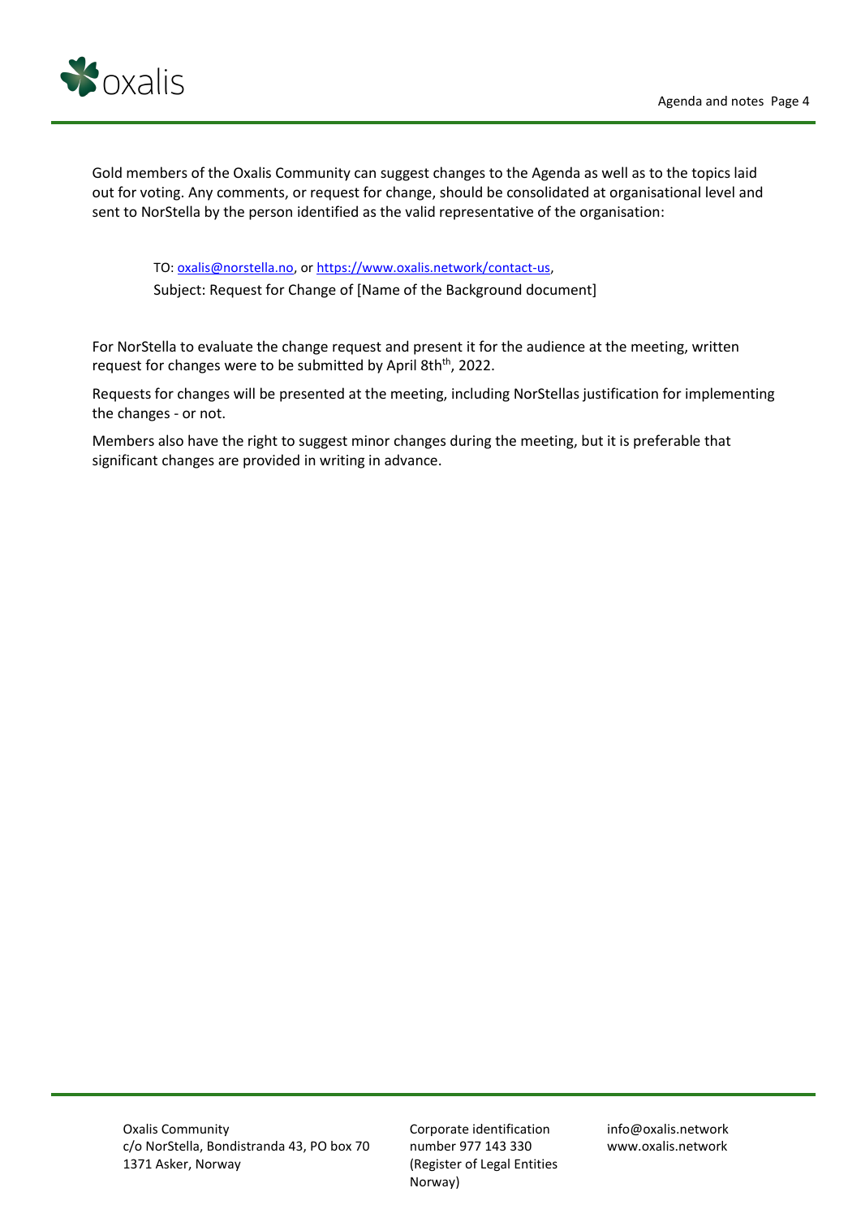Gold members of the Oxalis Community can suggest changes to the Agenda as well as to the topics laid out for voting. Any comments, or request for change, should be consolidated at organisational level and sent to NorStella by the person identified as the valid representative of the organisation:

> TO: oxalis@norstella.no, or https://www.oxalis.network/contact-us,
> Subject: Request for Change of [Name of the Background document]

For NorStella to evaluate the change request and present it for the audience at the meeting, written request for changes were to be submitted by April 8th[th], 2022.

Requests for changes will be presented at the meeting, including NorStellas justification for implementing the changes - or not.

Members also have the right to suggest minor changes during the meeting, but it is preferable that significant changes are provided in writing in advance.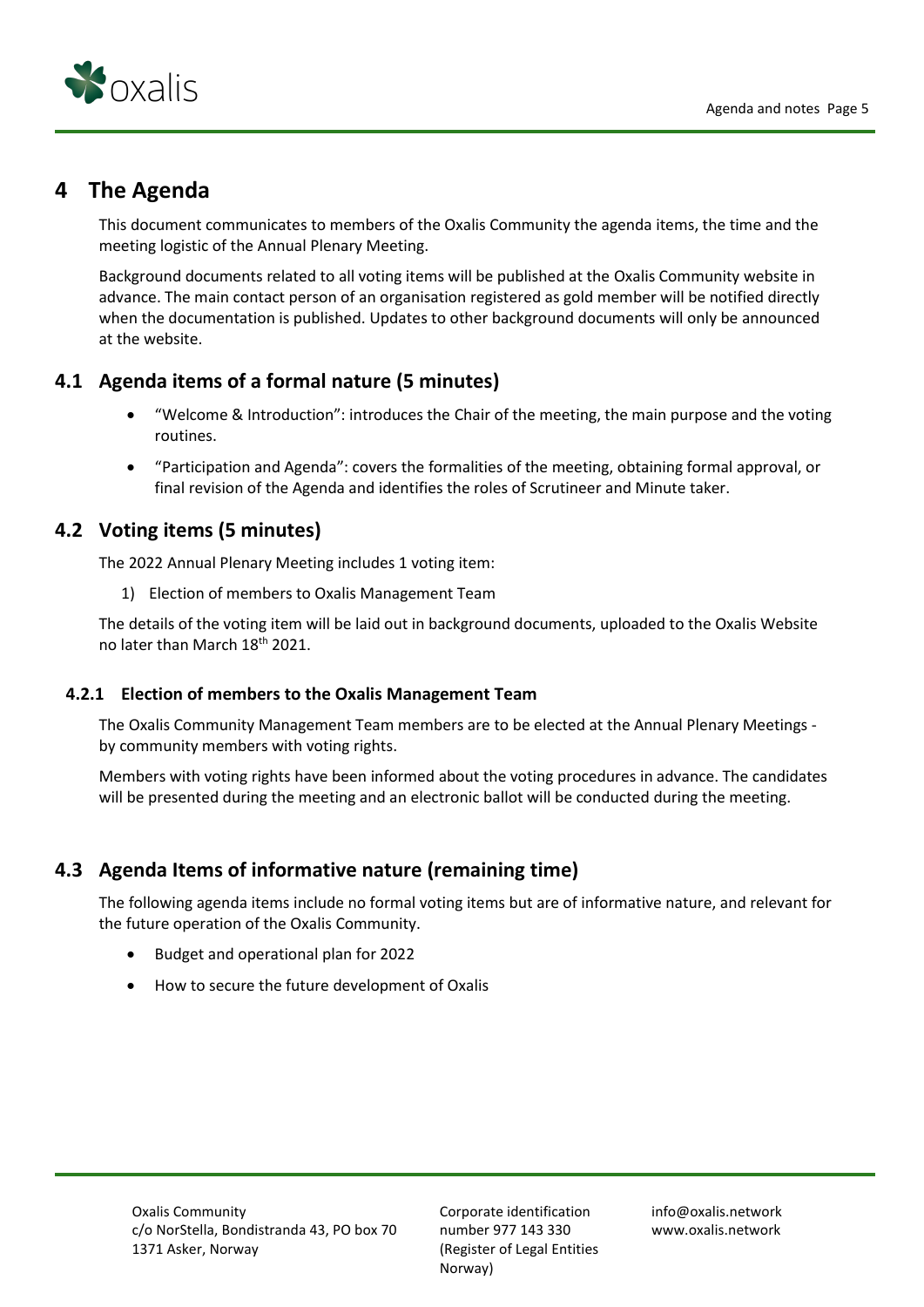# 4 The Agenda

This document communicates to members of the Oxalis Community the agenda items, the time and the meeting logistic of the Annual Plenary Meeting.

Background documents related to all voting items will be published at the Oxalis Community website in advance. The main contact person of an organisation registered as gold member will be notified directly when the documentation is published. Updates to other background documents will only be announced at the website.

## 4.1 Agenda items of a formal nature (5 minutes)

- "Welcome & Introduction": introduces the Chair of the meeting, the main purpose and the voting routines.
- "Participation and Agenda": covers the formalities of the meeting, obtaining formal approval, or final revision of the Agenda and identifies the roles of Scrutineer and Minute taker.

## 4.2 Voting items (5 minutes)

The 2022 Annual Plenary Meeting includes 1 voting item:

1) Election of members to Oxalis Management Team

The details of the voting item will be laid out in background documents, uploaded to the Oxalis Website no later than March 18th 2021.

### 4.2.1 Election of members to the Oxalis Management Team

The Oxalis Community Management Team members are to be elected at the Annual Plenary Meetings - by community members with voting rights.

Members with voting rights have been informed about the voting procedures in advance. The candidates will be presented during the meeting and an electronic ballot will be conducted during the meeting.

## 4.3 Agenda Items of informative nature (remaining time)

The following agenda items include no formal voting items but are of informative nature, and relevant for the future operation of the Oxalis Community.

- Budget and operational plan for 2022
- How to secure the future development of Oxalis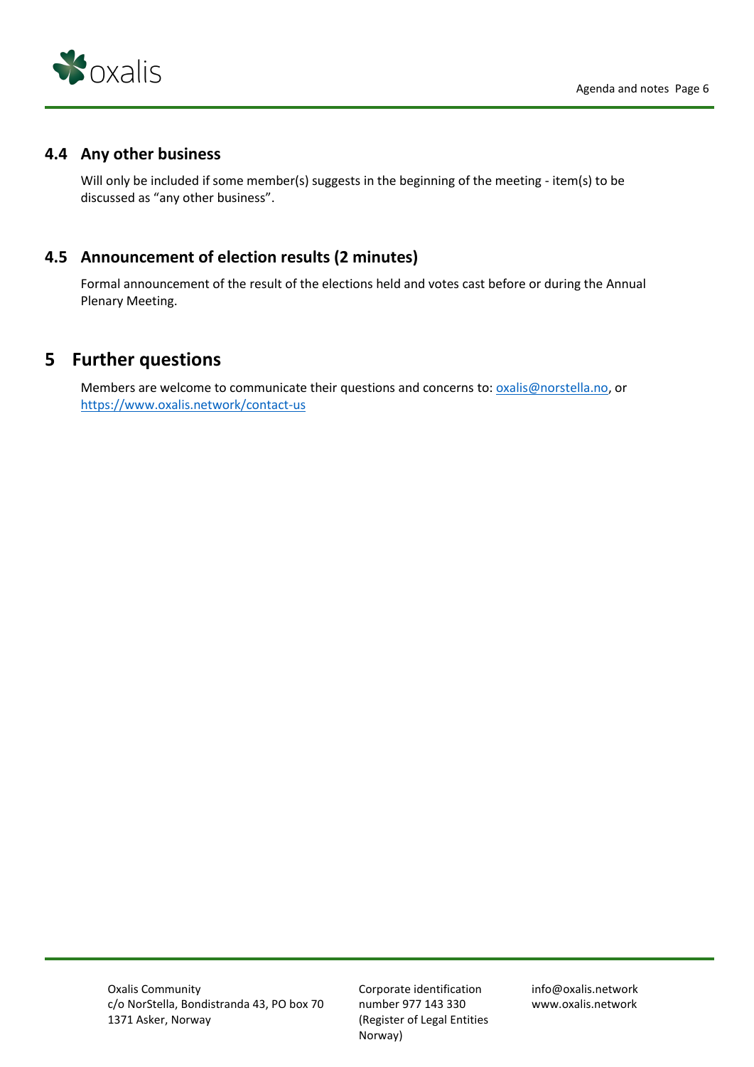### 4.4 Any other business

Will only be included if some member(s) suggests in the beginning of the meeting - item(s) to be discussed as "any other business".

### 4.5 Announcement of election results (2 minutes)

Formal announcement of the result of the elections held and votes cast before or during the Annual Plenary Meeting.

## 5 Further questions

Members are welcome to communicate their questions and concerns to: oxalis@norstella.no, or https://www.oxalis.network/contact-us

Oxalis Community
c/o NorStella, Bondistranda 43, PO box 70
1371 Asker, Norway

Corporate identification number 977 143 330 (Register of Legal Entities Norway)

info@oxalis.network
www.oxalis.network